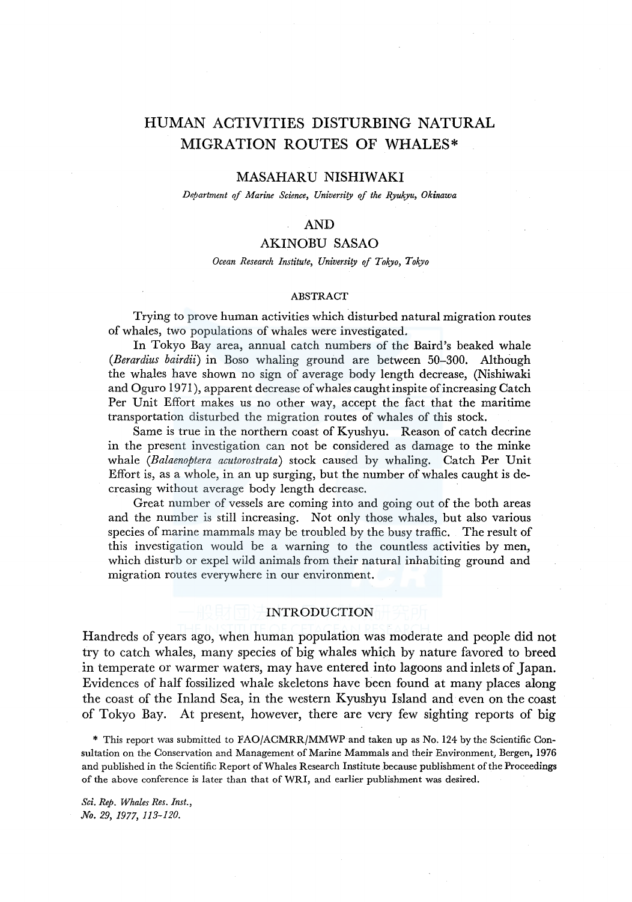# HUMAN ACTIVITIES DISTURBING NATURAL MIGRATION ROUTES OF WHALES*

## MASAHARU NISHIWAKI

*Department of Marine Science, University of the Ryukyu, Okinawa*

AND

## AKINOBU SASAO

*Ocean Research Institute, University of Tokyo, Tokyo*

### ABSTRACT

Trying to prove human activities which disturbed natural migration routes of whales, two populations of whales were investigated.

In Tokyo Bay area, annual catch numbers of the Baird's beaked whale (*Berardius bairdii*) in Boso whaling ground are between 50–300. Although the whales have shown no sign of average body length decrease, (Nishiwaki and Oguro 1971), apparent decrease of whales caught inspite of increasing Catch Per Unit Effort makes us no other way, accept the fact that the maritime transportation disturbed the migration routes of whales of this stock.

Same is true in the northern coast of Kyushyu. Reason of catch decrine in the present investigation can not be considered as damage to the minke whale (*Balaenoptera acutorostrata*) stock caused by whaling. Catch Per Unit Effort is, as a whole, in an up surging, but the number of whales caught is decreasing without average body length decrease.

Great number of vessels are coming into and going out of the both areas and the number is still increasing. Not only those whales, but also various species of marine mammals may be troubled by the busy traffic. The result of this investigation would be a warning to the countless activities by men, which disturb or expel wild animals from their natural inhabiting ground and migration routes everywhere in our environment.

### INTRODUCTION

Handreds of years ago, when human population was moderate and people did not try to catch whales, many species of big whales which by nature favored to breed in temperate or warmer waters, may have entered into lagoons and inlets of Japan. Evidences of half fossilized whale skeletons have been found at many places along the coast of the Inland Sea, in the western Kyushyu Island and even on the coast of Tokyo Bay. At present, however, there are very few sighting reports of big

* This report was submitted to FAO/ACMRR/MMWP and taken up as No. 124 by the Scientific Consultation on the Conservation and Management of Marine Mammals and their Environment, Bergen, 1976 and published in the Scientific Report of Whales Research Institute because publishment of the Proceedings of the above conference is later than that of WRI, and earlier publishment was desired.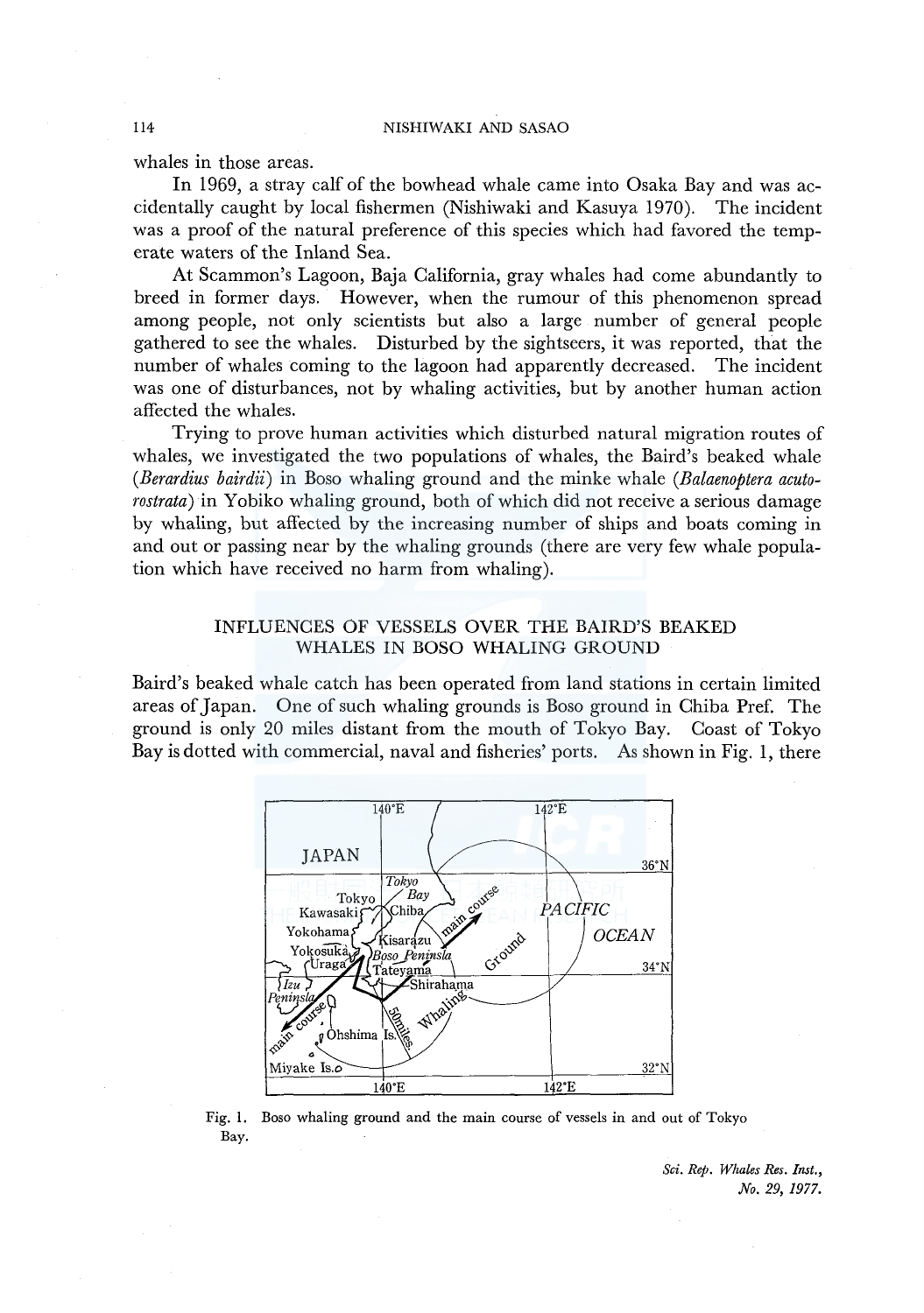whales in those areas.

In 1969, a stray calf of the bowhead whale came into Osaka Bay and was accidentally caught by local fishermen (Nishiwaki and Kasuya 1970). The incident was a proof of the natural preference of this species which had favored the temperate waters of the Inland Sea.

At Scammon's Lagoon, Baja California, gray whales had come abundantly to breed in former days. However, when the rumour of this phenomenon spread among people, not only scientists but also a large number of general people gathered to see the whales. Disturbed by the sightseers, it was reported, that the number of whales coming to the lagoon had apparently decreased. The incident was one of disturbances, not by whaling activities, but by another human action affected the whales.

Trying to prove human activities which disturbed natural migration routes of whales, we investigated the two populations of whales, the Baird's beaked whale (*Berardius bairdii*) in Boso whaling ground and the minke whale (*Balaenoptera acutorostrata*) in Yobiko whaling ground, both of which did not receive a serious damage by whaling, but affected by the increasing number of ships and boats coming in and out or passing near by the whaling grounds (there are very few whale population which have received no harm from whaling).

## INFLUENCES OF VESSELS OVER THE BAIRD'S BEAKED WHALES IN BOSO WHALING GROUND

Baird's beaked whale catch has been operated from land stations in certain limited areas of Japan. One of such whaling grounds is Boso ground in Chiba Pref. The ground is only 20 miles distant from the mouth of Tokyo Bay. Coast of Tokyo Bay is dotted with commercial, naval and fisheries' ports. As shown in Fig. 1, there

Fig. 1. Boso whaling ground and the main course of vessels in and out of Tokyo Bay.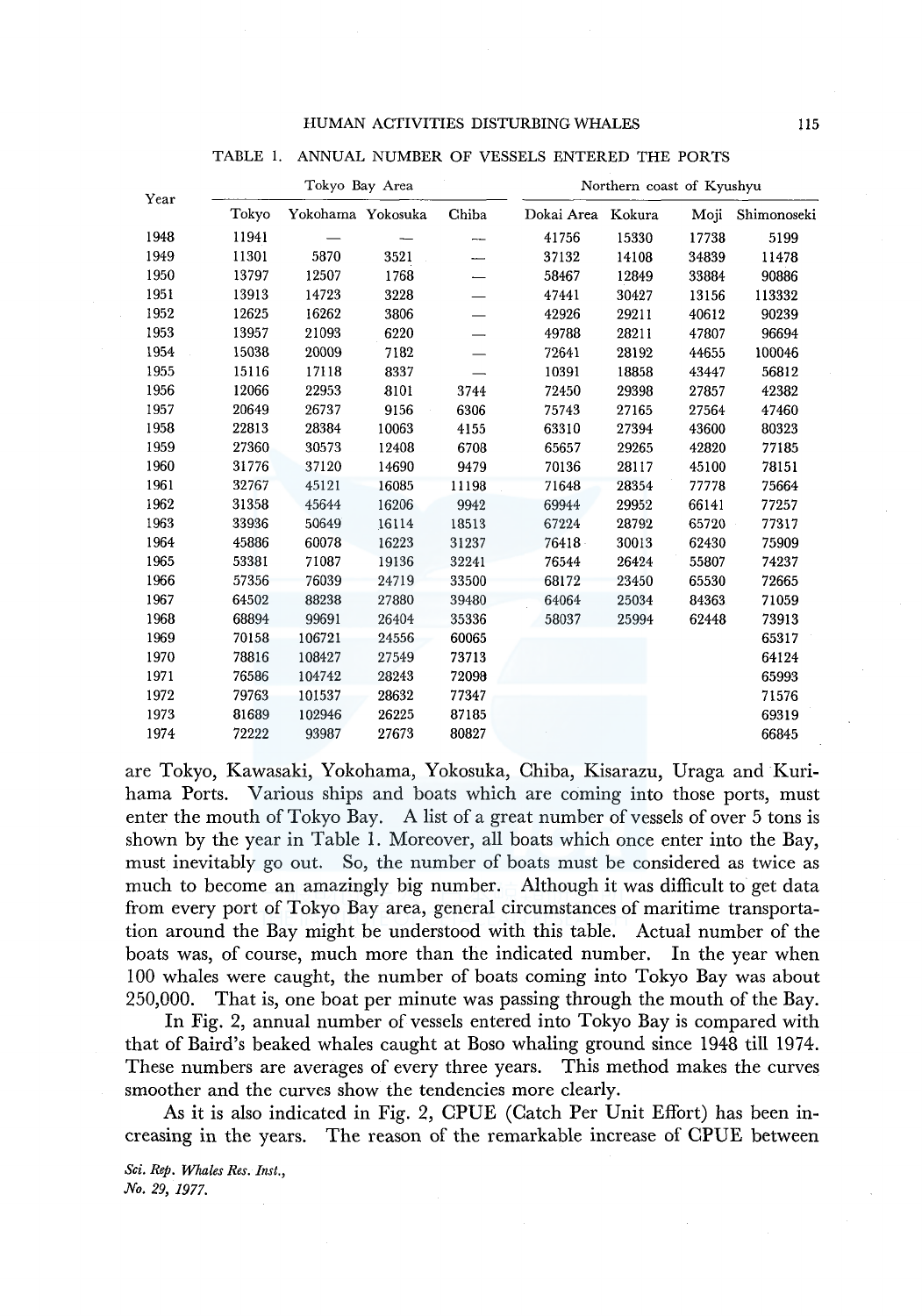TABLE 1. ANNUAL NUMBER OF VESSELS ENTERED THE PORTS

| Year | Tokyo Bay Area | | | | Northern coast of Kyushyu | | | |
|---|---|---|---|---|---|---|---|---|
| | Tokyo | Yokohama | Yokosuka | Chiba | Dokai Area | Kokura | Moji | Shimonoseki |
| 1948 | 11941 | — | — | — | 41756 | 15330 | 17738 | 5199 |
| 1949 | 11301 | 5870 | 3521 | — | 37132 | 14108 | 34839 | 11478 |
| 1950 | 13797 | 12507 | 1768 | — | 58467 | 12849 | 33884 | 90886 |
| 1951 | 13913 | 14723 | 3228 | — | 47441 | 30427 | 13156 | 113332 |
| 1952 | 12625 | 16262 | 3806 | — | 42926 | 29211 | 40612 | 90239 |
| 1953 | 13957 | 21093 | 6220 | — | 49788 | 28211 | 47807 | 96694 |
| 1954 | 15038 | 20009 | 7182 | — | 72641 | 28192 | 44655 | 100046 |
| 1955 | 15116 | 17118 | 8337 | — | 10391 | 18858 | 43447 | 56812 |
| 1956 | 12066 | 22953 | 8101 | 3744 | 72450 | 29398 | 27857 | 42382 |
| 1957 | 20649 | 26737 | 9156 | 6306 | 75743 | 27165 | 27564 | 47460 |
| 1958 | 22813 | 28384 | 10063 | 4155 | 63310 | 27394 | 43600 | 80323 |
| 1959 | 27360 | 30573 | 12408 | 6708 | 65657 | 29265 | 42820 | 77185 |
| 1960 | 31776 | 37120 | 14690 | 9479 | 70136 | 28117 | 45100 | 78151 |
| 1961 | 32767 | 45121 | 16085 | 11198 | 71648 | 28354 | 77778 | 75664 |
| 1962 | 31358 | 45644 | 16206 | 9942 | 69944 | 29952 | 66141 | 77257 |
| 1963 | 33936 | 50649 | 16114 | 18513 | 67224 | 28792 | 65720 | 77317 |
| 1964 | 45886 | 60078 | 16223 | 31237 | 76418 | 30013 | 62430 | 75909 |
| 1965 | 53381 | 71087 | 19136 | 32241 | 76544 | 26424 | 55807 | 74237 |
| 1966 | 57356 | 76039 | 24719 | 33500 | 68172 | 23450 | 65530 | 72665 |
| 1967 | 64502 | 88238 | 27880 | 39480 | 64064 | 25034 | 84363 | 71059 |
| 1968 | 68894 | 99691 | 26404 | 35336 | 58037 | 25994 | 62448 | 73913 |
| 1969 | 70158 | 106721 | 24556 | 60065 | | | | 65317 |
| 1970 | 78816 | 108427 | 27549 | 73713 | | | | 64124 |
| 1971 | 76586 | 104742 | 28243 | 72098 | | | | 65993 |
| 1972 | 79763 | 101537 | 28632 | 77347 | | | | 71576 |
| 1973 | 81689 | 102946 | 26225 | 87185 | | | | 69319 |
| 1974 | 72222 | 93987 | 27673 | 80827 | | | | 66845 |

are Tokyo, Kawasaki, Yokohama, Yokosuka, Chiba, Kisarazu, Uraga and Kurihama Ports. Various ships and boats which are coming into those ports, must enter the mouth of Tokyo Bay. A list of a great number of vessels of over 5 tons is shown by the year in Table 1. Moreover, all boats which once enter into the Bay, must inevitably go out. So, the number of boats must be considered as twice as much to become an amazingly big number. Although it was difficult to get data from every port of Tokyo Bay area, general circumstances of maritime transportation around the Bay might be understood with this table. Actual number of the boats was, of course, much more than the indicated number. In the year when 100 whales were caught, the number of boats coming into Tokyo Bay was about 250,000. That is, one boat per minute was passing through the mouth of the Bay.

In Fig. 2, annual number of vessels entered into Tokyo Bay is compared with that of Baird's beaked whales caught at Boso whaling ground since 1948 till 1974. These numbers are averages of every three years. This method makes the curves smoother and the curves show the tendencies more clearly.

As it is also indicated in Fig. 2, CPUE (Catch Per Unit Effort) has been increasing in the years. The reason of the remarkable increase of CPUE between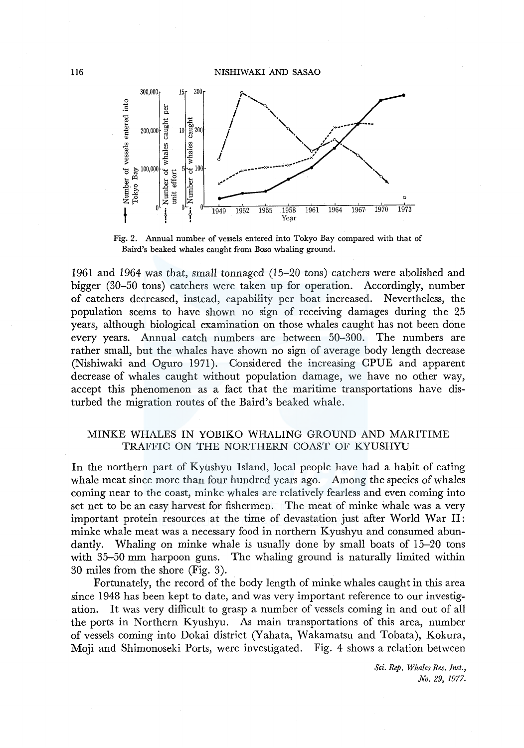Fig. 2. Annual number of vessels entered into Tokyo Bay compared with that of Baird's beaked whales caught from Boso whaling ground.

1961 and 1964 was that, small tonnaged (15–20 tons) catchers were abolished and bigger (30–50 tons) catchers were taken up for operation. Accordingly, number of catchers decreased, instead, capability per boat increased. Nevertheless, the population seems to have shown no sign of receiving damages during the 25 years, although biological examination on those whales caught has not been done every years. Annual catch numbers are between 50–300. The numbers are rather small, but the whales have shown no sign of average body length decrease (Nishiwaki and Oguro 1971). Considered the increasing CPUE and apparent decrease of whales caught without population damage, we have no other way, accept this phenomenon as a fact that the maritime transportations have disturbed the migration routes of the Baird's beaked whale.

## MINKE WHALES IN YOBIKO WHALING GROUND AND MARITIME TRAFFIC ON THE NORTHERN COAST OF KYUSHYU

In the northern part of Kyushyu Island, local people have had a habit of eating whale meat since more than four hundred years ago. Among the species of whales coming near to the coast, minke whales are relatively fearless and even coming into set net to be an easy harvest for fishermen. The meat of minke whale was a very important protein resources at the time of devastation just after World War II: minke whale meat was a necessary food in northern Kyushyu and consumed abundantly. Whaling on minke whale is usually done by small boats of 15–20 tons with 35–50 mm harpoon guns. The whaling ground is naturally limited within 30 miles from the shore (Fig. 3).

Fortunately, the record of the body length of minke whales caught in this area since 1948 has been kept to date, and was very important reference to our investigation. It was very difficult to grasp a number of vessels coming in and out of all the ports in Northern Kyushyu. As main transportations of this area, number of vessels coming into Dokai district (Yahata, Wakamatsu and Tobata), Kokura, Moji and Shimonoseki Ports, were investigated. Fig. 4 shows a relation between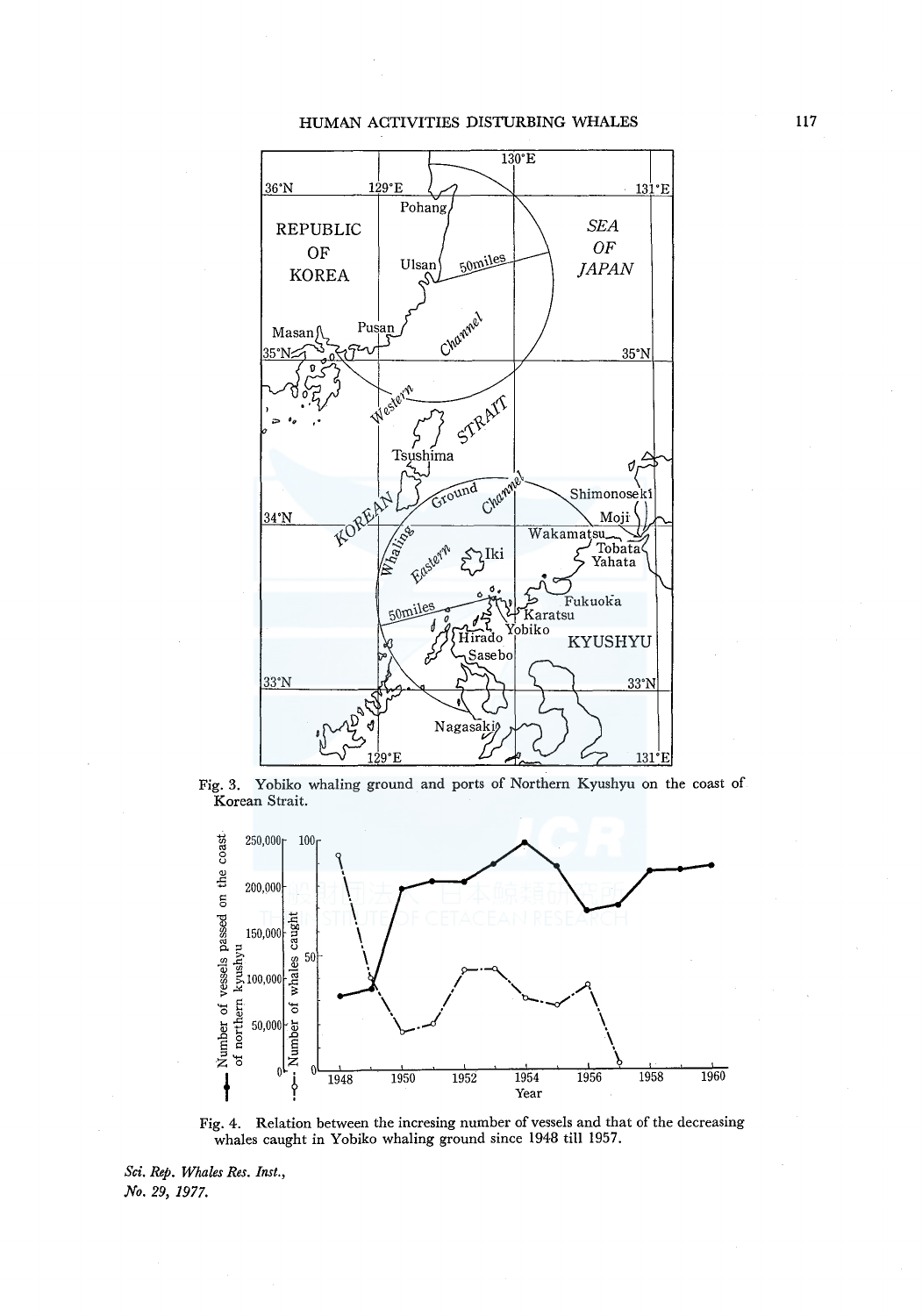Fig. 3. Yobiko whaling ground and ports of Northern Kyushyu on the coast of Korean Strait.

Fig. 4. Relation between the incresing number of vessels and that of the decreasing whales caught in Yobiko whaling ground since 1948 till 1957.

*Sci. Rep. Whales Res. Inst.,*
*No. 29, 1977.*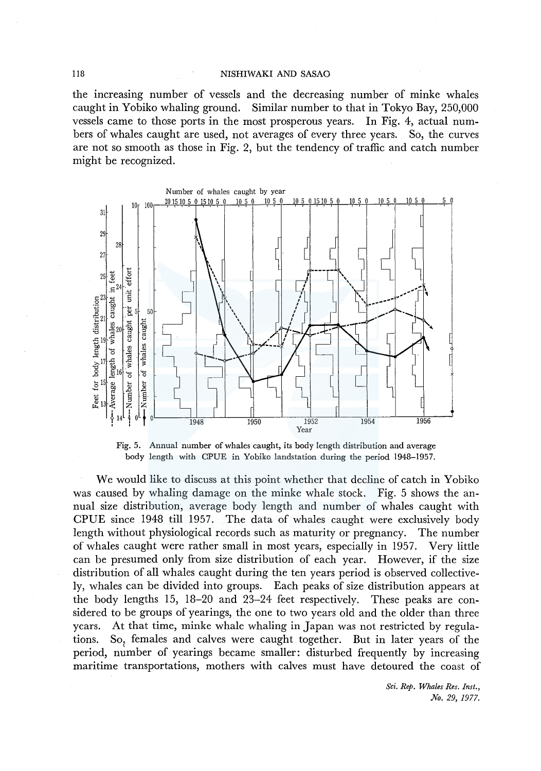the increasing number of vessels and the decreasing number of minke whales caught in Yobiko whaling ground. Similar number to that in Tokyo Bay, 250,000 vessels came to those ports in the most prosperous years. In Fig. 4, actual numbers of whales caught are used, not averages of every three years. So, the curves are not so smooth as those in Fig. 2, but the tendency of traffic and catch number might be recognized.

Fig. 5. Annual number of whales caught, its body length distribution and average body length with CPUE in Yobiko landstation during the period 1948–1957.

We would like to discuss at this point whether that decline of catch in Yobiko was caused by whaling damage on the minke whale stock. Fig. 5 shows the annual size distribution, average body length and number of whales caught with CPUE since 1948 till 1957. The data of whales caught were exclusively body length without physiological records such as maturity or pregnancy. The number of whales caught were rather small in most years, especially in 1957. Very little can be presumed only from size distribution of each year. However, if the size distribution of all whales caught during the ten years period is observed collectively, whales can be divided into groups. Each peaks of size distribution appears at the body lengths 15, 18–20 and 23–24 feet respectively. These peaks are considered to be groups of yearings, the one to two years old and the older than three years. At that time, minke whale whaling in Japan was not restricted by regulations. So, females and calves were caught together. But in later years of the period, number of yearings became smaller: disturbed frequently by increasing maritime transportations, mothers with calves must have detoured the coast of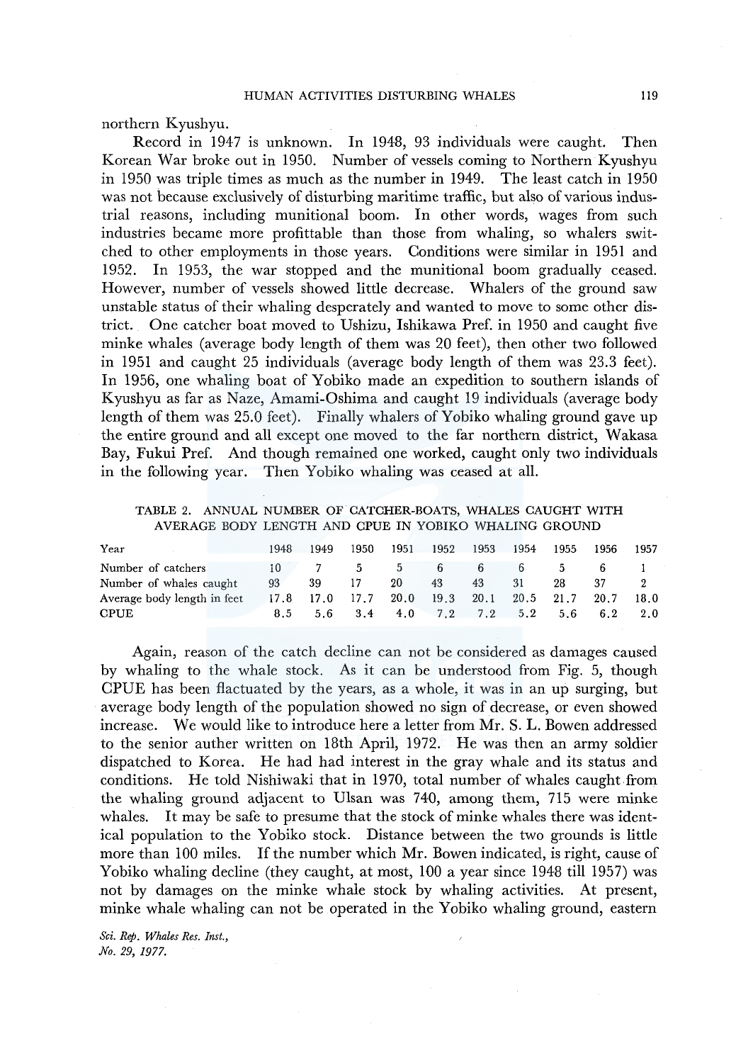northern Kyushyu.

Record in 1947 is unknown. In 1948, 93 individuals were caught. Then Korean War broke out in 1950. Number of vessels coming to Northern Kyushyu in 1950 was triple times as much as the number in 1949. The least catch in 1950 was not because exclusively of disturbing maritime traffic, but also of various industrial reasons, including munitional boom. In other words, wages from such industries became more profittable than those from whaling, so whalers switched to other employments in those years. Conditions were similar in 1951 and 1952. In 1953, the war stopped and the munitional boom gradually ceased. However, number of vessels showed little decrease. Whalers of the ground saw unstable status of their whaling desperately and wanted to move to some other district. One catcher boat moved to Ushizu, Ishikawa Pref. in 1950 and caught five minke whales (average body length of them was 20 feet), then other two followed in 1951 and caught 25 individuals (average body length of them was 23.3 feet). In 1956, one whaling boat of Yobiko made an expedition to southern islands of Kyushyu as far as Naze, Amami-Oshima and caught 19 individuals (average body length of them was 25.0 feet). Finally whalers of Yobiko whaling ground gave up the entire ground and all except one moved to the far northern district, Wakasa Bay, Fukui Pref. And though remained one worked, caught only two individuals in the following year. Then Yobiko whaling was ceased at all.

TABLE 2. ANNUAL NUMBER OF CATCHER-BOATS, WHALES CAUGHT WITH AVERAGE BODY LENGTH AND CPUE IN YOBIKO WHALING GROUND

| Year | 1948 | 1949 | 1950 | 1951 | 1952 | 1953 | 1954 | 1955 | 1956 | 1957 |
|---|---|---|---|---|---|---|---|---|---|---|
| Number of catchers | 10 | 7 | 5 | 5 | 6 | 6 | 6 | 5 | 6 | 1 |
| Number of whales caught | 93 | 39 | 17 | 20 | 43 | 43 | 31 | 28 | 37 | 2 |
| Average body length in feet | 17.8 | 17.0 | 17.7 | 20.0 | 19.3 | 20.1 | 20.5 | 21.7 | 20.7 | 18.0 |
| CPUE | 8.5 | 5.6 | 3.4 | 4.0 | 7.2 | 7.2 | 5.2 | 5.6 | 6.2 | 2.0 |

Again, reason of the catch decline can not be considered as damages caused by whaling to the whale stock. As it can be understood from Fig. 5, though CPUE has been flactuated by the years, as a whole, it was in an up surging, but average body length of the population showed no sign of decrease, or even showed increase. We would like to introduce here a letter from Mr. S. L. Bowen addressed to the senior auther written on 18th April, 1972. He was then an army soldier dispatched to Korea. He had had interest in the gray whale and its status and conditions. He told Nishiwaki that in 1970, total number of whales caught from the whaling ground adjacent to Ulsan was 740, among them, 715 were minke whales. It may be safe to presume that the stock of minke whales there was identical population to the Yobiko stock. Distance between the two grounds is little more than 100 miles. If the number which Mr. Bowen indicated, is right, cause of Yobiko whaling decline (they caught, at most, 100 a year since 1948 till 1957) was not by damages on the minke whale stock by whaling activities. At present, minke whale whaling can not be operated in the Yobiko whaling ground, eastern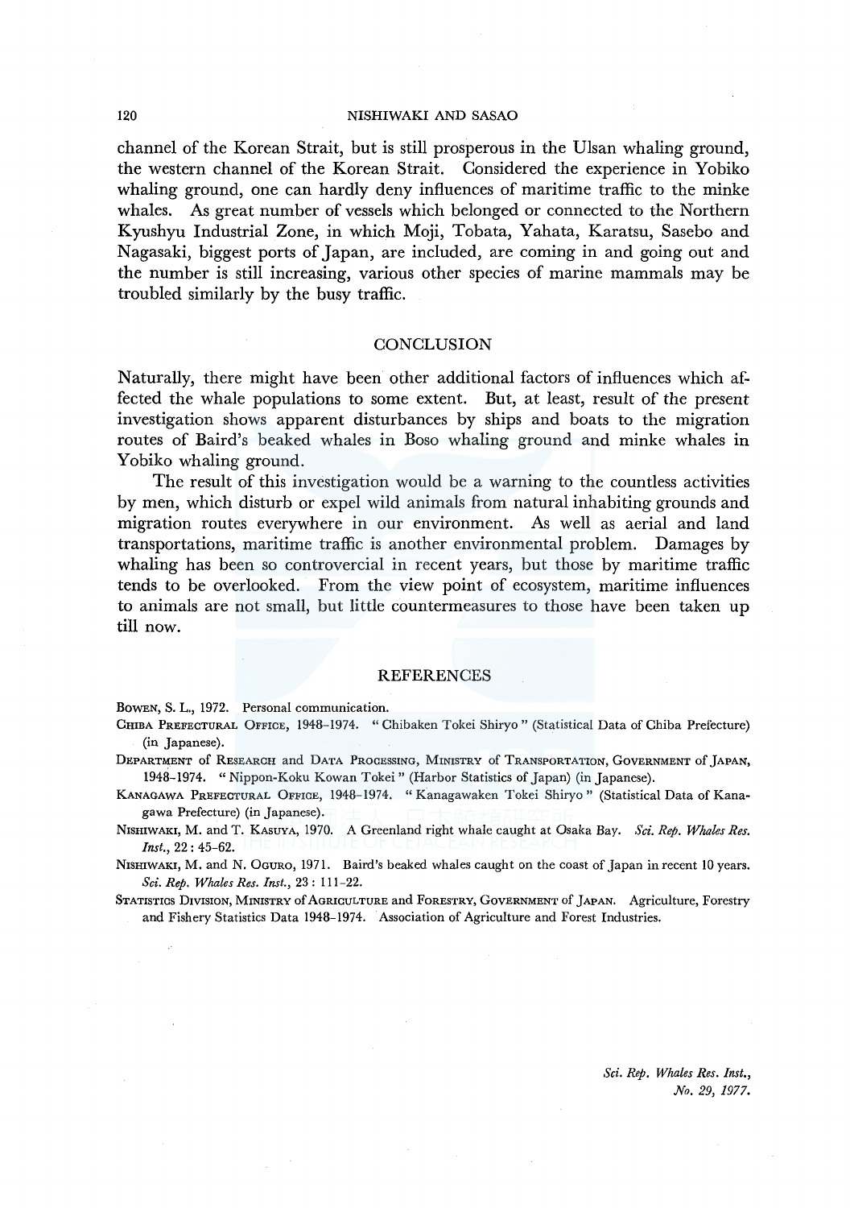channel of the Korean Strait, but is still prosperous in the Ulsan whaling ground, the western channel of the Korean Strait. Considered the experience in Yobiko whaling ground, one can hardly deny influences of maritime traffic to the minke whales. As great number of vessels which belonged or connected to the Northern Kyushyu Industrial Zone, in which Moji, Tobata, Yahata, Karatsu, Sasebo and Nagasaki, biggest ports of Japan, are included, are coming in and going out and the number is still increasing, various other species of marine mammals may be troubled similarly by the busy traffic.

## CONCLUSION

Naturally, there might have been other additional factors of influences which affected the whale populations to some extent. But, at least, result of the present investigation shows apparent disturbances by ships and boats to the migration routes of Baird's beaked whales in Boso whaling ground and minke whales in Yobiko whaling ground.

The result of this investigation would be a warning to the countless activities by men, which disturb or expel wild animals from natural inhabiting grounds and migration routes everywhere in our environment. As well as aerial and land transportations, maritime traffic is another environmental problem. Damages by whaling has been so controvercial in recent years, but those by maritime traffic tends to be overlooked. From the view point of ecosystem, maritime influences to animals are not small, but little countermeasures to those have been taken up till now.

## REFERENCES

Bowen, S. L., 1972. Personal communication.

Chiba Prefectural Office, 1948–1974. " Chibaken Tokei Shiryo " (Statistical Data of Chiba Prefecture) (in Japanese).

Department of Research and Data Processing, Ministry of Transportation, Government of Japan, 1948–1974. " Nippon-Koku Kowan Tokei " (Harbor Statistics of Japan) (in Japanese).

Kanagawa Prefectural Office, 1948–1974. " Kanagawaken Tokei Shiryo " (Statistical Data of Kanagawa Prefecture) (in Japanese).

Nishiwaki, M. and T. Kasuya, 1970. A Greenland right whale caught at Osaka Bay. *Sci. Rep. Whales Res. Inst.*, 22: 45–62.

Nishiwaki, M. and N. Oguro, 1971. Baird's beaked whales caught on the coast of Japan in recent 10 years. *Sci. Rep. Whales Res. Inst.*, 23: 111–22.

Statistics Division, Ministry of Agriculture and Forestry, Government of Japan. Agriculture, Forestry and Fishery Statistics Data 1948–1974. Association of Agriculture and Forest Industries.